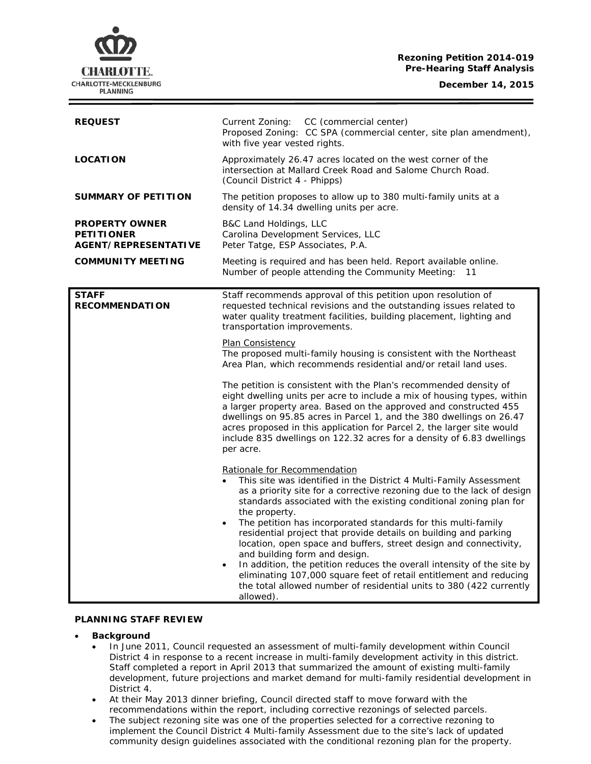**Rezoning Petition 2014-019**
**Pre-Hearing Staff Analysis**

**December 14, 2015**

| | |
|---|---|
| **REQUEST** | Current Zoning: CC (commercial center)<br>Proposed Zoning: CC SPA (commercial center, site plan amendment), with five year vested rights. |
| **LOCATION** | Approximately 26.47 acres located on the west corner of the intersection at Mallard Creek Road and Salome Church Road. (Council District 4 - Phipps) |
| **SUMMARY OF PETITION** | The petition proposes to allow up to 380 multi-family units at a density of 14.34 dwelling units per acre. |
| **PROPERTY OWNER**<br>**PETITIONER**<br>**AGENT/REPRESENTATIVE** | B&C Land Holdings, LLC<br>Carolina Development Services, LLC<br>Peter Tatge, ESP Associates, P.A. |
| **COMMUNITY MEETING** | Meeting is required and has been held. Report available online.<br>Number of people attending the Community Meeting: 11 |

**STAFF RECOMMENDATION**

Staff recommends approval of this petition upon resolution of requested technical revisions and the outstanding issues related to water quality treatment facilities, building placement, lighting and transportation improvements.

Plan Consistency

The proposed multi-family housing is consistent with the Northeast Area Plan, which recommends residential and/or retail land uses.

The petition is consistent with the Plan's recommended density of eight dwelling units per acre to include a mix of housing types, within a larger property area. Based on the approved and constructed 455 dwellings on 95.85 acres in Parcel 1, and the 380 dwellings on 26.47 acres proposed in this application for Parcel 2, the larger site would include 835 dwellings on 122.32 acres for a density of 6.83 dwellings per acre.

Rationale for Recommendation

- This site was identified in the District 4 Multi-Family Assessment as a priority site for a corrective rezoning due to the lack of design standards associated with the existing conditional zoning plan for the property.
- The petition has incorporated standards for this multi-family residential project that provide details on building and parking location, open space and buffers, street design and connectivity, and building form and design.
- In addition, the petition reduces the overall intensity of the site by eliminating 107,000 square feet of retail entitlement and reducing the total allowed number of residential units to 380 (422 currently allowed).

**PLANNING STAFF REVIEW**

- **Background**
  - In June 2011, Council requested an assessment of multi-family development within Council District 4 in response to a recent increase in multi-family development activity in this district. Staff completed a report in April 2013 that summarized the amount of existing multi-family development, future projections and market demand for multi-family residential development in District 4.
  - At their May 2013 dinner briefing, Council directed staff to move forward with the recommendations within the report, including corrective rezonings of selected parcels.
  - The subject rezoning site was one of the properties selected for a corrective rezoning to implement the Council District 4 Multi-family Assessment due to the site's lack of updated community design guidelines associated with the conditional rezoning plan for the property.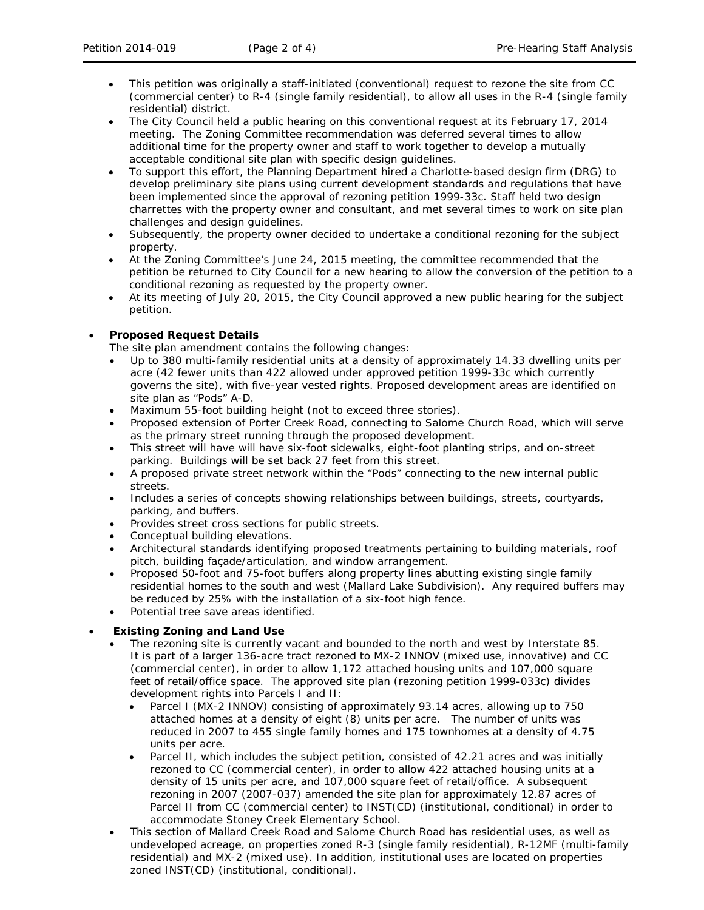- This petition was originally a staff-initiated (conventional) request to rezone the site from CC (commercial center) to R-4 (single family residential), to allow all uses in the R-4 (single family residential) district.
- The City Council held a public hearing on this conventional request at its February 17, 2014 meeting. The Zoning Committee recommendation was deferred several times to allow additional time for the property owner and staff to work together to develop a mutually acceptable conditional site plan with specific design guidelines.
- To support this effort, the Planning Department hired a Charlotte-based design firm (DRG) to develop preliminary site plans using current development standards and regulations that have been implemented since the approval of rezoning petition 1999-33c. Staff held two design charrettes with the property owner and consultant, and met several times to work on site plan challenges and design guidelines.
- Subsequently, the property owner decided to undertake a conditional rezoning for the subject property.
- At the Zoning Committee's June 24, 2015 meeting, the committee recommended that the petition be returned to City Council for a new hearing to allow the conversion of the petition to a conditional rezoning as requested by the property owner.
- At its meeting of July 20, 2015, the City Council approved a new public hearing for the subject petition.

- **Proposed Request Details**

  The site plan amendment contains the following changes:
  - Up to 380 multi-family residential units at a density of approximately 14.33 dwelling units per acre (42 fewer units than 422 allowed under approved petition 1999-33c which currently governs the site), with five-year vested rights. Proposed development areas are identified on site plan as "Pods" A-D.
  - Maximum 55-foot building height (not to exceed three stories).
  - Proposed extension of Porter Creek Road, connecting to Salome Church Road, which will serve as the primary street running through the proposed development.
  - This street will have will have six-foot sidewalks, eight-foot planting strips, and on-street parking. Buildings will be set back 27 feet from this street.
  - A proposed private street network within the "Pods" connecting to the new internal public streets.
  - Includes a series of concepts showing relationships between buildings, streets, courtyards, parking, and buffers.
  - Provides street cross sections for public streets.
  - Conceptual building elevations.
  - Architectural standards identifying proposed treatments pertaining to building materials, roof pitch, building façade/articulation, and window arrangement.
  - Proposed 50-foot and 75-foot buffers along property lines abutting existing single family residential homes to the south and west (Mallard Lake Subdivision). Any required buffers may be reduced by 25% with the installation of a six-foot high fence.
  - Potential tree save areas identified.

- **Existing Zoning and Land Use**
  - The rezoning site is currently vacant and bounded to the north and west by Interstate 85. It is part of a larger 136-acre tract rezoned to MX-2 INNOV (mixed use, innovative) and CC (commercial center), in order to allow 1,172 attached housing units and 107,000 square feet of retail/office space. The approved site plan (rezoning petition 1999-033c) divides development rights into Parcels I and II:
    - Parcel I (MX-2 INNOV) consisting of approximately 93.14 acres, allowing up to 750 attached homes at a density of eight (8) units per acre. The number of units was reduced in 2007 to 455 single family homes and 175 townhomes at a density of 4.75 units per acre.
    - Parcel II, which includes the subject petition, consisted of 42.21 acres and was initially rezoned to CC (commercial center), in order to allow 422 attached housing units at a density of 15 units per acre, and 107,000 square feet of retail/office. A subsequent rezoning in 2007 (2007-037) amended the site plan for approximately 12.87 acres of Parcel II from CC (commercial center) to INST(CD) (institutional, conditional) in order to accommodate Stoney Creek Elementary School.
  - This section of Mallard Creek Road and Salome Church Road has residential uses, as well as undeveloped acreage, on properties zoned R-3 (single family residential), R-12MF (multi-family residential) and MX-2 (mixed use). In addition, institutional uses are located on properties zoned INST(CD) (institutional, conditional).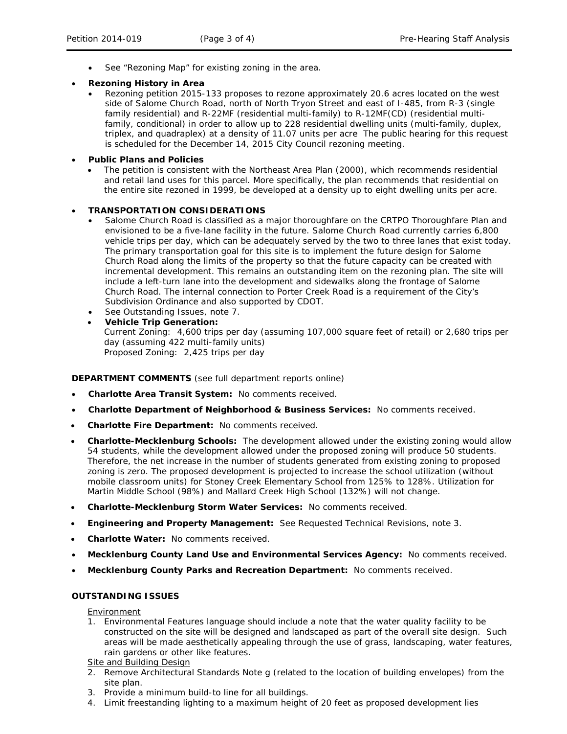- See "Rezoning Map" for existing zoning in the area.

- **Rezoning History in Area**
  - Rezoning petition 2015-133 proposes to rezone approximately 20.6 acres located on the west side of Salome Church Road, north of North Tryon Street and east of I-485, from R-3 (single family residential) and R-22MF (residential multi-family) to R-12MF(CD) (residential multi-family, conditional) in order to allow up to 228 residential dwelling units (multi-family, duplex, triplex, and quadraplex) at a density of 11.07 units per acre The public hearing for this request is scheduled for the December 14, 2015 City Council rezoning meeting.

- **Public Plans and Policies**
  - The petition is consistent with the Northeast Area Plan (2000), which recommends residential and retail land uses for this parcel. More specifically, the plan recommends that residential on the entire site rezoned in 1999, be developed at a density up to eight dwelling units per acre.

- **TRANSPORTATION CONSIDERATIONS**
  - Salome Church Road is classified as a major thoroughfare on the CRTPO Thoroughfare Plan and envisioned to be a five-lane facility in the future. Salome Church Road currently carries 6,800 vehicle trips per day, which can be adequately served by the two to three lanes that exist today. The primary transportation goal for this site is to implement the future design for Salome Church Road along the limits of the property so that the future capacity can be created with incremental development. This remains an outstanding item on the rezoning plan. The site will include a left-turn lane into the development and sidewalks along the frontage of Salome Church Road. The internal connection to Porter Creek Road is a requirement of the City's Subdivision Ordinance and also supported by CDOT.
  - See Outstanding Issues, note 7.
  - **Vehicle Trip Generation:**
    Current Zoning: 4,600 trips per day (assuming 107,000 square feet of retail) or 2,680 trips per day (assuming 422 multi-family units)
    Proposed Zoning: 2,425 trips per day

**DEPARTMENT COMMENTS** (see full department reports online)

- **Charlotte Area Transit System:** No comments received.
- **Charlotte Department of Neighborhood & Business Services:** No comments received.
- **Charlotte Fire Department:** No comments received.
- **Charlotte-Mecklenburg Schools:** The development allowed under the existing zoning would allow 54 students, while the development allowed under the proposed zoning will produce 50 students. Therefore, the net increase in the number of students generated from existing zoning to proposed zoning is zero. The proposed development is projected to increase the school utilization (without mobile classroom units) for Stoney Creek Elementary School from 125% to 128%. Utilization for Martin Middle School (98%) and Mallard Creek High School (132%) will not change.
- **Charlotte-Mecklenburg Storm Water Services:** No comments received.
- **Engineering and Property Management:** See Requested Technical Revisions, note 3.
- **Charlotte Water:** No comments received.
- **Mecklenburg County Land Use and Environmental Services Agency:** No comments received.
- **Mecklenburg County Parks and Recreation Department:** No comments received.

**OUTSTANDING ISSUES**

Environment

1. Environmental Features language should include a note that the water quality facility to be constructed on the site will be designed and landscaped as part of the overall site design. Such areas will be made aesthetically appealing through the use of grass, landscaping, water features, rain gardens or other like features.

Site and Building Design

2. Remove Architectural Standards Note g (related to the location of building envelopes) from the site plan.
3. Provide a minimum build-to line for all buildings.
4. Limit freestanding lighting to a maximum height of 20 feet as proposed development lies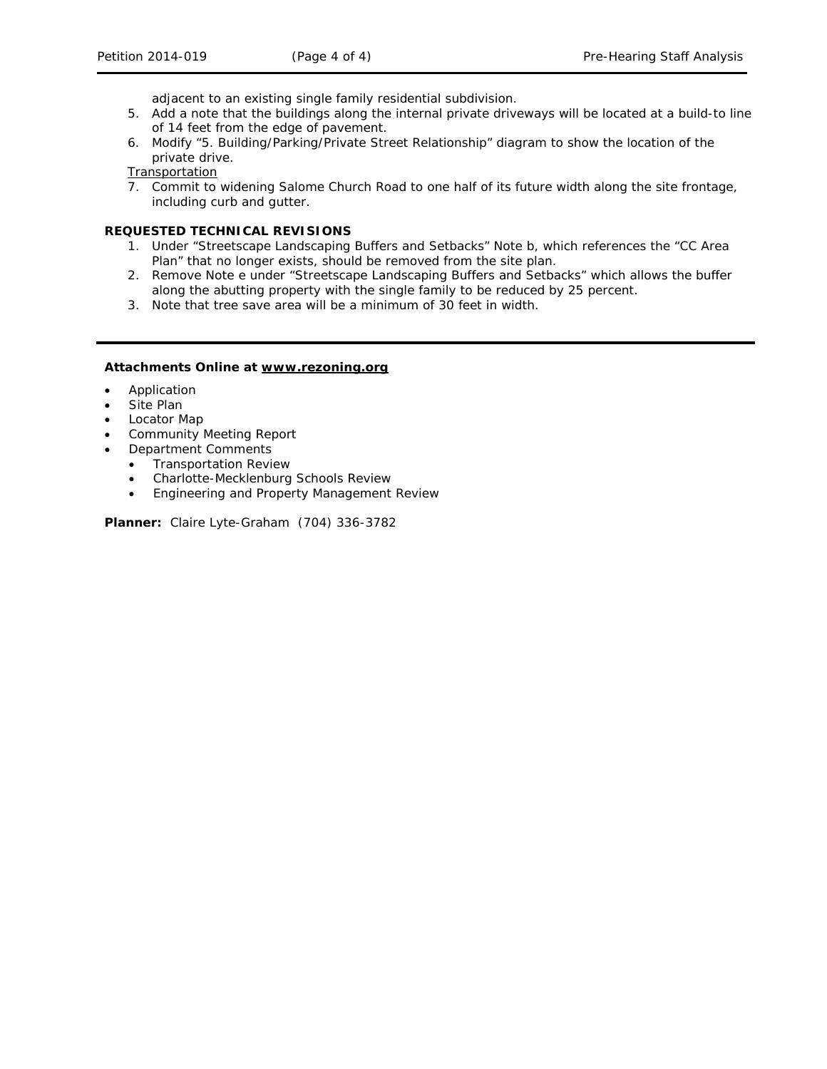adjacent to an existing single family residential subdivision.

5. Add a note that the buildings along the internal private driveways will be located at a build-to line of 14 feet from the edge of pavement.
6. Modify "5. Building/Parking/Private Street Relationship" diagram to show the location of the private drive.

Transportation

7. Commit to widening Salome Church Road to one half of its future width along the site frontage, including curb and gutter.

**REQUESTED TECHNICAL REVISIONS**

1. Under "Streetscape Landscaping Buffers and Setbacks" Note b, which references the "CC Area Plan" that no longer exists, should be removed from the site plan.
2. Remove Note e under "Streetscape Landscaping Buffers and Setbacks" which allows the buffer along the abutting property with the single family to be reduced by 25 percent.
3. Note that tree save area will be a minimum of 30 feet in width.

---

**Attachments Online at www.rezoning.org**

- Application
- Site Plan
- Locator Map
- Community Meeting Report
- Department Comments
  - Transportation Review
  - Charlotte-Mecklenburg Schools Review
  - Engineering and Property Management Review

**Planner:** Claire Lyte-Graham (704) 336-3782